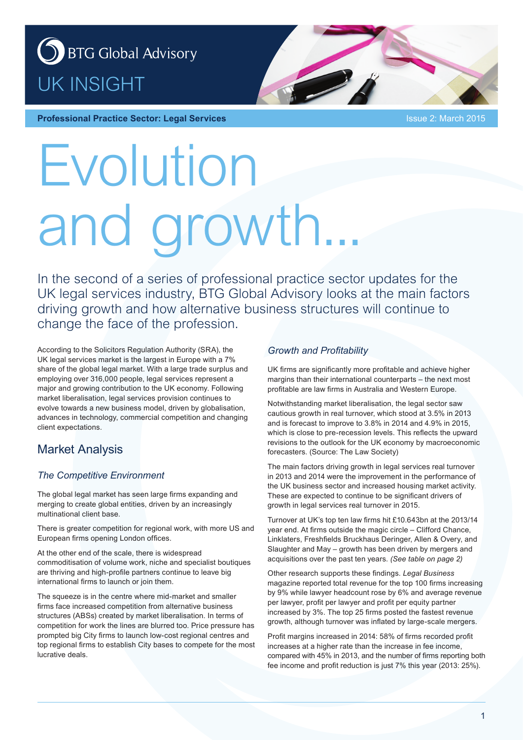BTG Global Advisory

UK INSIGHT

**Professional Practice Sector: Legal Services**

Issue 2: March 2015

# Evolution and growth...

In the second of a series of professional practice sector updates for the UK legal services industry, BTG Global Advisory looks at the main factors driving growth and how alternative business structures will continue to change the face of the profession.

According to the Solicitors Regulation Authority (SRA), the UK legal services market is the largest in Europe with a 7% share of the global legal market. With a large trade surplus and employing over 316,000 people, legal services represent a major and growing contribution to the UK economy. Following market liberalisation, legal services provision continues to evolve towards a new business model, driven by globalisation, advances in technology, commercial competition and changing client expectations.

## Market Analysis

### *The Competitive Environment*

The global legal market has seen large firms expanding and merging to create global entities, driven by an increasingly multinational client base.

There is greater competition for regional work, with more US and European firms opening London offices.

At the other end of the scale, there is widespread commoditisation of volume work, niche and specialist boutiques are thriving and high-profile partners continue to leave big international firms to launch or join them.

The squeeze is in the centre where mid-market and smaller firms face increased competition from alternative business structures (ABSs) created by market liberalisation. In terms of competition for work the lines are blurred too. Price pressure has prompted big City firms to launch low-cost regional centres and top regional firms to establish City bases to compete for the most lucrative deals.

### *Growth and Profitability*

UK firms are significantly more profitable and achieve higher margins than their international counterparts – the next most profitable are law firms in Australia and Western Europe.

Notwithstanding market liberalisation, the legal sector saw cautious growth in real turnover, which stood at 3.5% in 2013 and is forecast to improve to 3.8% in 2014 and 4.9% in 2015, which is close to pre-recession levels. This reflects the upward revisions to the outlook for the UK economy by macroeconomic forecasters. (Source: The Law Society)

The main factors driving growth in legal services real turnover in 2013 and 2014 were the improvement in the performance of the UK business sector and increased housing market activity. These are expected to continue to be significant drivers of growth in legal services real turnover in 2015.

Turnover at UK's top ten law firms hit £10.643bn at the 2013/14 year end. At firms outside the magic circle – Clifford Chance, Linklaters, Freshfields Bruckhaus Deringer, Allen & Overy, and Slaughter and May – growth has been driven by mergers and acquisitions over the past ten years. *(See table on page 2)*

Other research supports these findings. *Legal Business* magazine reported total revenue for the top 100 firms increasing by 9% while lawyer headcount rose by 6% and average revenue per lawyer, profit per lawyer and profit per equity partner increased by 3%. The top 25 firms posted the fastest revenue growth, although turnover was inflated by large-scale mergers.

Profit margins increased in 2014: 58% of firms recorded profit increases at a higher rate than the increase in fee income, compared with 45% in 2013, and the number of firms reporting both fee income and profit reduction is just 7% this year (2013: 25%).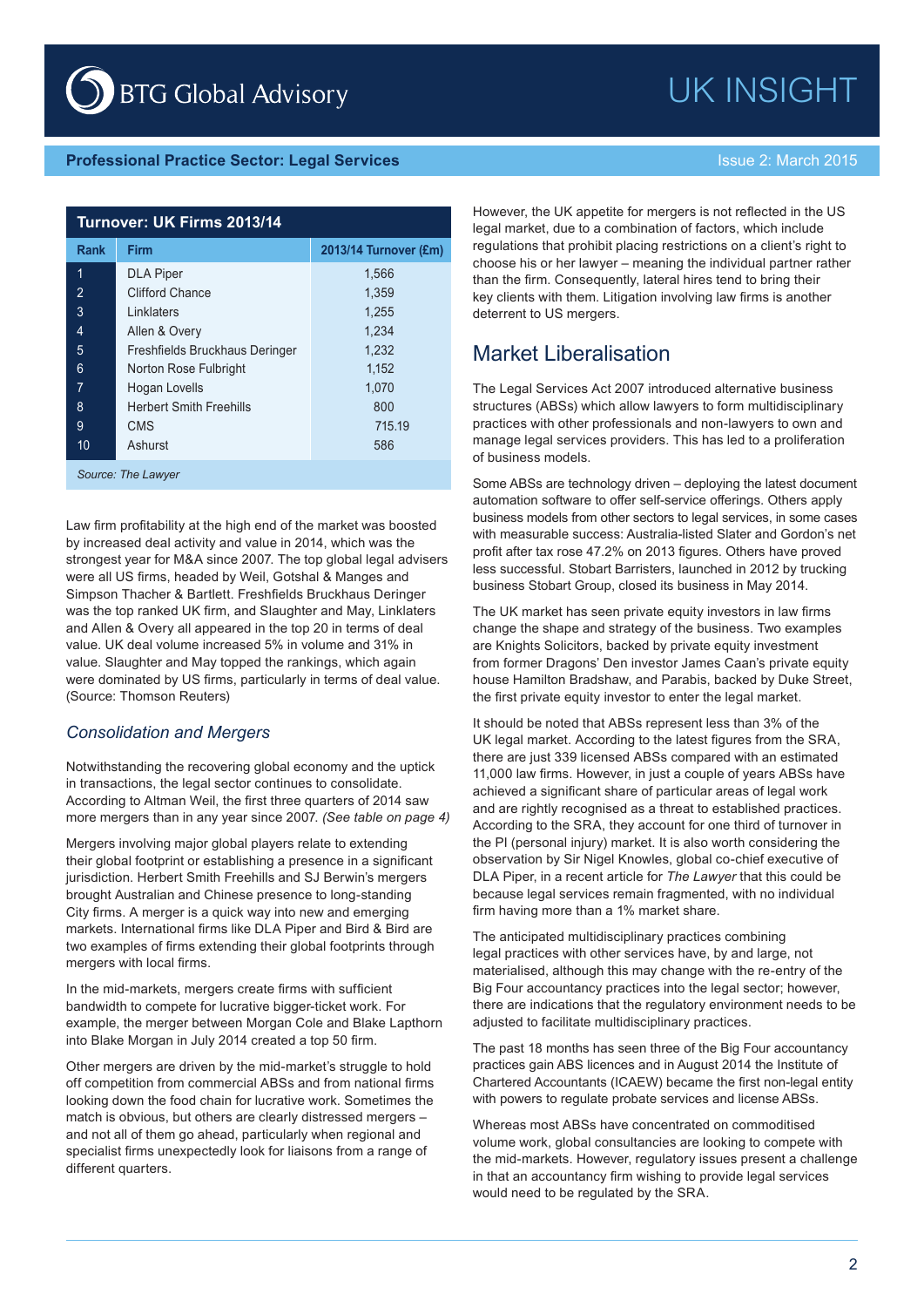## Turnover: UK Firms 2013/14

| Rank | Firm | 2013/14 Turnover (£m) |
|---|---|---|
| 1 | DLA Piper | 1,566 |
| 2 | Clifford Chance | 1,359 |
| 3 | Linklaters | 1,255 |
| 4 | Allen & Overy | 1,234 |
| 5 | Freshfields Bruckhaus Deringer | 1,232 |
| 6 | Norton Rose Fulbright | 1,152 |
| 7 | Hogan Lovells | 1,070 |
| 8 | Herbert Smith Freehills | 800 |
| 9 | CMS | 715.19 |
| 10 | Ashurst | 586 |

*Source: The Lawyer*

Law firm profitability at the high end of the market was boosted by increased deal activity and value in 2014, which was the strongest year for M&A since 2007. The top global legal advisers were all US firms, headed by Weil, Gotshal & Manges and Simpson Thacher & Bartlett. Freshfields Bruckhaus Deringer was the top ranked UK firm, and Slaughter and May, Linklaters and Allen & Overy all appeared in the top 20 in terms of deal value. UK deal volume increased 5% in volume and 31% in value. Slaughter and May topped the rankings, which again were dominated by US firms, particularly in terms of deal value. (Source: Thomson Reuters)

### *Consolidation and Mergers*

Notwithstanding the recovering global economy and the uptick in transactions, the legal sector continues to consolidate. According to Altman Weil, the first three quarters of 2014 saw more mergers than in any year since 2007. *(See table on page 4)*

Mergers involving major global players relate to extending their global footprint or establishing a presence in a significant jurisdiction. Herbert Smith Freehills and SJ Berwin's mergers brought Australian and Chinese presence to long-standing City firms. A merger is a quick way into new and emerging markets. International firms like DLA Piper and Bird & Bird are two examples of firms extending their global footprints through mergers with local firms.

In the mid-markets, mergers create firms with sufficient bandwidth to compete for lucrative bigger-ticket work. For example, the merger between Morgan Cole and Blake Lapthorn into Blake Morgan in July 2014 created a top 50 firm.

Other mergers are driven by the mid-market's struggle to hold off competition from commercial ABSs and from national firms looking down the food chain for lucrative work. Sometimes the match is obvious, but others are clearly distressed mergers – and not all of them go ahead, particularly when regional and specialist firms unexpectedly look for liaisons from a range of different quarters.

However, the UK appetite for mergers is not reflected in the US legal market, due to a combination of factors, which include regulations that prohibit placing restrictions on a client's right to choose his or her lawyer – meaning the individual partner rather than the firm. Consequently, lateral hires tend to bring their key clients with them. Litigation involving law firms is another deterrent to US mergers.

## Market Liberalisation

The Legal Services Act 2007 introduced alternative business structures (ABSs) which allow lawyers to form multidisciplinary practices with other professionals and non-lawyers to own and manage legal services providers. This has led to a proliferation of business models.

Some ABSs are technology driven – deploying the latest document automation software to offer self-service offerings. Others apply business models from other sectors to legal services, in some cases with measurable success: Australia-listed Slater and Gordon's net profit after tax rose 47.2% on 2013 figures. Others have proved less successful. Stobart Barristers, launched in 2012 by trucking business Stobart Group, closed its business in May 2014.

The UK market has seen private equity investors in law firms change the shape and strategy of the business. Two examples are Knights Solicitors, backed by private equity investment from former Dragons' Den investor James Caan's private equity house Hamilton Bradshaw, and Parabis, backed by Duke Street, the first private equity investor to enter the legal market.

It should be noted that ABSs represent less than 3% of the UK legal market. According to the latest figures from the SRA, there are just 339 licensed ABSs compared with an estimated 11,000 law firms. However, in just a couple of years ABSs have achieved a significant share of particular areas of legal work and are rightly recognised as a threat to established practices. According to the SRA, they account for one third of turnover in the PI (personal injury) market. It is also worth considering the observation by Sir Nigel Knowles, global co-chief executive of DLA Piper, in a recent article for *The Lawyer* that this could be because legal services remain fragmented, with no individual firm having more than a 1% market share.

The anticipated multidisciplinary practices combining legal practices with other services have, by and large, not materialised, although this may change with the re-entry of the Big Four accountancy practices into the legal sector; however, there are indications that the regulatory environment needs to be adjusted to facilitate multidisciplinary practices.

The past 18 months has seen three of the Big Four accountancy practices gain ABS licences and in August 2014 the Institute of Chartered Accountants (ICAEW) became the first non-legal entity with powers to regulate probate services and license ABSs.

Whereas most ABSs have concentrated on commoditised volume work, global consultancies are looking to compete with the mid-markets. However, regulatory issues present a challenge in that an accountancy firm wishing to provide legal services would need to be regulated by the SRA.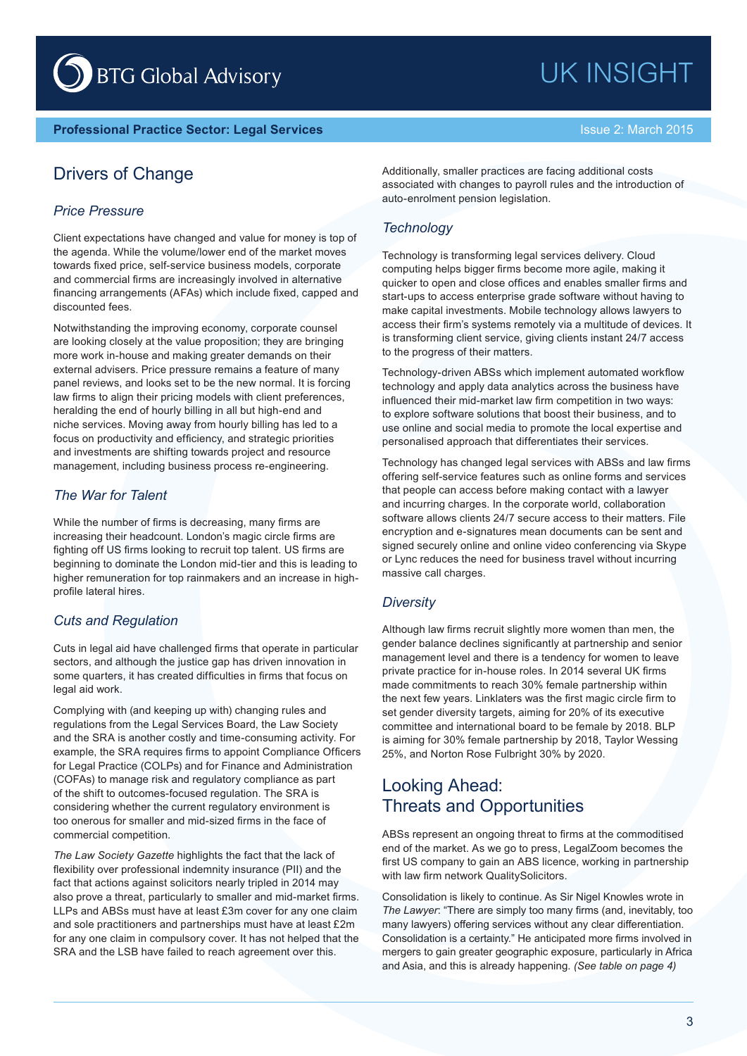## Drivers of Change

### *Price Pressure*

Client expectations have changed and value for money is top of the agenda. While the volume/lower end of the market moves towards fixed price, self-service business models, corporate and commercial firms are increasingly involved in alternative financing arrangements (AFAs) which include fixed, capped and discounted fees.

Notwithstanding the improving economy, corporate counsel are looking closely at the value proposition; they are bringing more work in-house and making greater demands on their external advisers. Price pressure remains a feature of many panel reviews, and looks set to be the new normal. It is forcing law firms to align their pricing models with client preferences, heralding the end of hourly billing in all but high-end and niche services. Moving away from hourly billing has led to a focus on productivity and efficiency, and strategic priorities and investments are shifting towards project and resource management, including business process re-engineering.

### *The War for Talent*

While the number of firms is decreasing, many firms are increasing their headcount. London's magic circle firms are fighting off US firms looking to recruit top talent. US firms are beginning to dominate the London mid-tier and this is leading to higher remuneration for top rainmakers and an increase in high-profile lateral hires.

### *Cuts and Regulation*

Cuts in legal aid have challenged firms that operate in particular sectors, and although the justice gap has driven innovation in some quarters, it has created difficulties in firms that focus on legal aid work.

Complying with (and keeping up with) changing rules and regulations from the Legal Services Board, the Law Society and the SRA is another costly and time-consuming activity. For example, the SRA requires firms to appoint Compliance Officers for Legal Practice (COLPs) and for Finance and Administration (COFAs) to manage risk and regulatory compliance as part of the shift to outcomes-focused regulation. The SRA is considering whether the current regulatory environment is too onerous for smaller and mid-sized firms in the face of commercial competition.

*The Law Society Gazette* highlights the fact that the lack of flexibility over professional indemnity insurance (PII) and the fact that actions against solicitors nearly tripled in 2014 may also prove a threat, particularly to smaller and mid-market firms. LLPs and ABSs must have at least £3m cover for any one claim and sole practitioners and partnerships must have at least £2m for any one claim in compulsory cover. It has not helped that the SRA and the LSB have failed to reach agreement over this.

Additionally, smaller practices are facing additional costs associated with changes to payroll rules and the introduction of auto-enrolment pension legislation.

### *Technology*

Technology is transforming legal services delivery. Cloud computing helps bigger firms become more agile, making it quicker to open and close offices and enables smaller firms and start-ups to access enterprise grade software without having to make capital investments. Mobile technology allows lawyers to access their firm's systems remotely via a multitude of devices. It is transforming client service, giving clients instant 24/7 access to the progress of their matters.

Technology-driven ABSs which implement automated workflow technology and apply data analytics across the business have influenced their mid-market law firm competition in two ways: to explore software solutions that boost their business, and to use online and social media to promote the local expertise and personalised approach that differentiates their services.

Technology has changed legal services with ABSs and law firms offering self-service features such as online forms and services that people can access before making contact with a lawyer and incurring charges. In the corporate world, collaboration software allows clients 24/7 secure access to their matters. File encryption and e-signatures mean documents can be sent and signed securely online and online video conferencing via Skype or Lync reduces the need for business travel without incurring massive call charges.

### *Diversity*

Although law firms recruit slightly more women than men, the gender balance declines significantly at partnership and senior management level and there is a tendency for women to leave private practice for in-house roles. In 2014 several UK firms made commitments to reach 30% female partnership within the next few years. Linklaters was the first magic circle firm to set gender diversity targets, aiming for 20% of its executive committee and international board to be female by 2018. BLP is aiming for 30% female partnership by 2018, Taylor Wessing 25%, and Norton Rose Fulbright 30% by 2020.

## Looking Ahead: Threats and Opportunities

ABSs represent an ongoing threat to firms at the commoditised end of the market. As we go to press, LegalZoom becomes the first US company to gain an ABS licence, working in partnership with law firm network QualitySolicitors.

Consolidation is likely to continue. As Sir Nigel Knowles wrote in *The Lawyer*: "There are simply too many firms (and, inevitably, too many lawyers) offering services without any clear differentiation. Consolidation is a certainty." He anticipated more firms involved in mergers to gain greater geographic exposure, particularly in Africa and Asia, and this is already happening. *(See table on page 4)*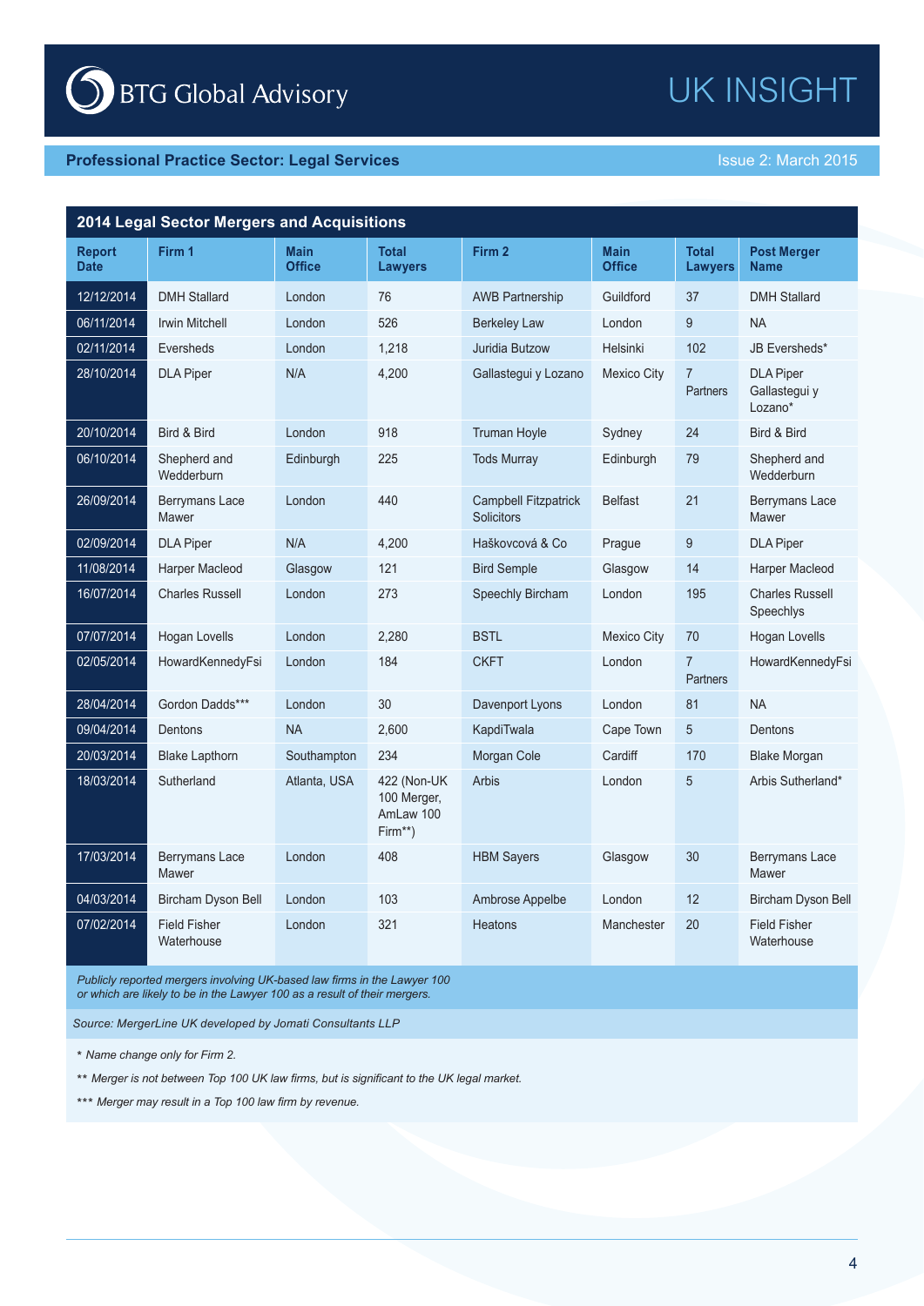BTG Global Advisory

# UK INSIGHT

**Professional Practice Sector: Legal Services** Issue 2: March 2015

## 2014 Legal Sector Mergers and Acquisitions

| Report Date | Firm 1 | Main Office | Total Lawyers | Firm 2 | Main Office | Total Lawyers | Post Merger Name |
|---|---|---|---|---|---|---|---|
| 12/12/2014 | DMH Stallard | London | 76 | AWB Partnership | Guildford | 37 | DMH Stallard |
| 06/11/2014 | Irwin Mitchell | London | 526 | Berkeley Law | London | 9 | NA |
| 02/11/2014 | Eversheds | London | 1,218 | Juridia Butzow | Helsinki | 102 | JB Eversheds* |
| 28/10/2014 | DLA Piper | N/A | 4,200 | Gallastegui y Lozano | Mexico City | 7 Partners | DLA Piper Gallastegui y Lozano* |
| 20/10/2014 | Bird & Bird | London | 918 | Truman Hoyle | Sydney | 24 | Bird & Bird |
| 06/10/2014 | Shepherd and Wedderburn | Edinburgh | 225 | Tods Murray | Edinburgh | 79 | Shepherd and Wedderburn |
| 26/09/2014 | Berrymans Lace Mawer | London | 440 | Campbell Fitzpatrick Solicitors | Belfast | 21 | Berrymans Lace Mawer |
| 02/09/2014 | DLA Piper | N/A | 4,200 | Haškovcová & Co | Prague | 9 | DLA Piper |
| 11/08/2014 | Harper Macleod | Glasgow | 121 | Bird Semple | Glasgow | 14 | Harper Macleod |
| 16/07/2014 | Charles Russell | London | 273 | Speechly Bircham | London | 195 | Charles Russell Speechlys |
| 07/07/2014 | Hogan Lovells | London | 2,280 | BSTL | Mexico City | 70 | Hogan Lovells |
| 02/05/2014 | HowardKennedyFsi | London | 184 | CKFT | London | 7 Partners | HowardKennedyFsi |
| 28/04/2014 | Gordon Dadds*** | London | 30 | Davenport Lyons | London | 81 | NA |
| 09/04/2014 | Dentons | NA | 2,600 | KapdiTwala | Cape Town | 5 | Dentons |
| 20/03/2014 | Blake Lapthorn | Southampton | 234 | Morgan Cole | Cardiff | 170 | Blake Morgan |
| 18/03/2014 | Sutherland | Atlanta, USA | 422 (Non-UK 100 Merger, AmLaw 100 Firm**) | Arbis | London | 5 | Arbis Sutherland* |
| 17/03/2014 | Berrymans Lace Mawer | London | 408 | HBM Sayers | Glasgow | 30 | Berrymans Lace Mawer |
| 04/03/2014 | Bircham Dyson Bell | London | 103 | Ambrose Appelbe | London | 12 | Bircham Dyson Bell |
| 07/02/2014 | Field Fisher Waterhouse | London | 321 | Heatons | Manchester | 20 | Field Fisher Waterhouse |

*Publicly reported mergers involving UK-based law firms in the Lawyer 100 or which are likely to be in the Lawyer 100 as a result of their mergers.*

*Source: MergerLine UK developed by Jomati Consultants LLP*

*\* Name change only for Firm 2.*

*\*\* Merger is not between Top 100 UK law firms, but is significant to the UK legal market.*

*\*\*\* Merger may result in a Top 100 law firm by revenue.*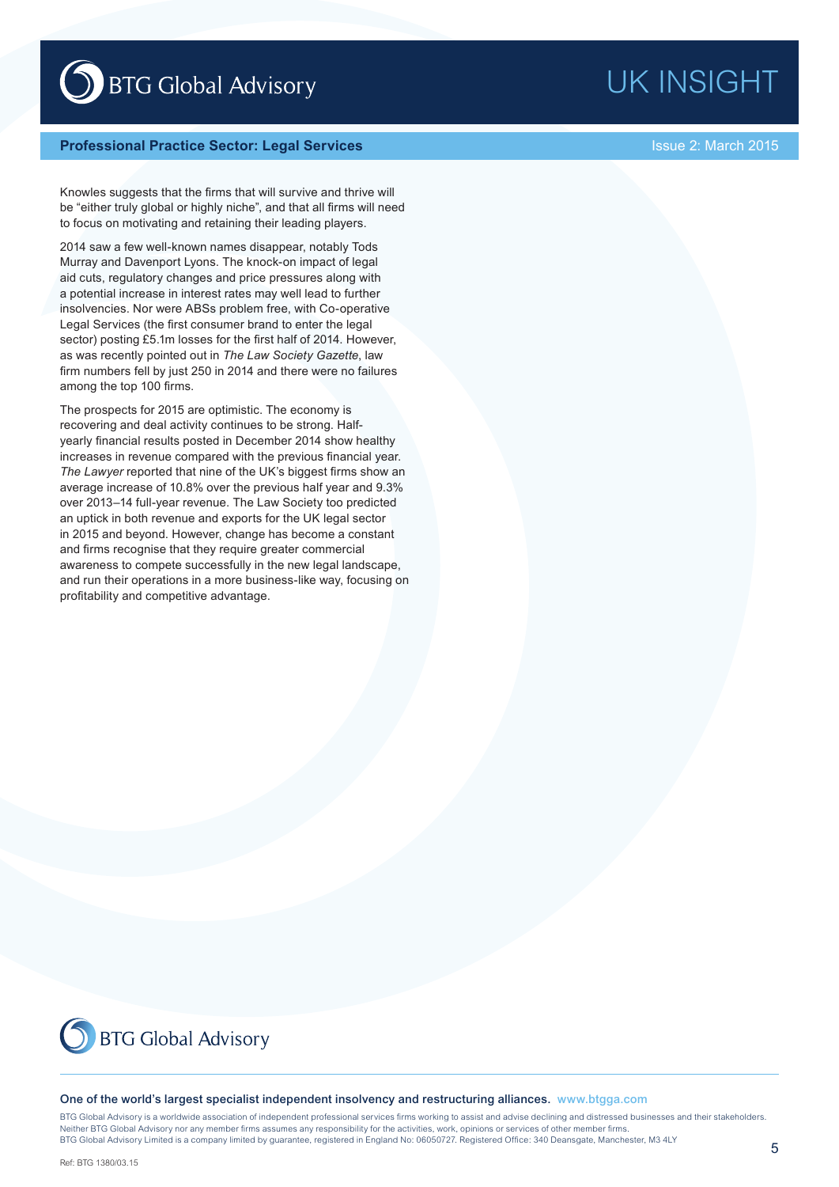Knowles suggests that the firms that will survive and thrive will be "either truly global or highly niche", and that all firms will need to focus on motivating and retaining their leading players.

2014 saw a few well-known names disappear, notably Tods Murray and Davenport Lyons. The knock-on impact of legal aid cuts, regulatory changes and price pressures along with a potential increase in interest rates may well lead to further insolvencies. Nor were ABSs problem free, with Co-operative Legal Services (the first consumer brand to enter the legal sector) posting £5.1m losses for the first half of 2014. However, as was recently pointed out in *The Law Society Gazette*, law firm numbers fell by just 250 in 2014 and there were no failures among the top 100 firms.

The prospects for 2015 are optimistic. The economy is recovering and deal activity continues to be strong. Half-yearly financial results posted in December 2014 show healthy increases in revenue compared with the previous financial year. *The Lawyer* reported that nine of the UK's biggest firms show an average increase of 10.8% over the previous half year and 9.3% over 2013–14 full-year revenue. The Law Society too predicted an uptick in both revenue and exports for the UK legal sector in 2015 and beyond. However, change has become a constant and firms recognise that they require greater commercial awareness to compete successfully in the new legal landscape, and run their operations in a more business-like way, focusing on profitability and competitive advantage.

BTG Global Advisory

**One of the world's largest specialist independent insolvency and restructuring alliances.** www.btgga.com

BTG Global Advisory is a worldwide association of independent professional services firms working to assist and advise declining and distressed businesses and their stakeholders. Neither BTG Global Advisory nor any member firms assumes any responsibility for the activities, work, opinions or services of other member firms.
BTG Global Advisory Limited is a company limited by guarantee, registered in England No: 06050727. Registered Office: 340 Deansgate, Manchester, M3 4LY

Ref: BTG 1380/03.15